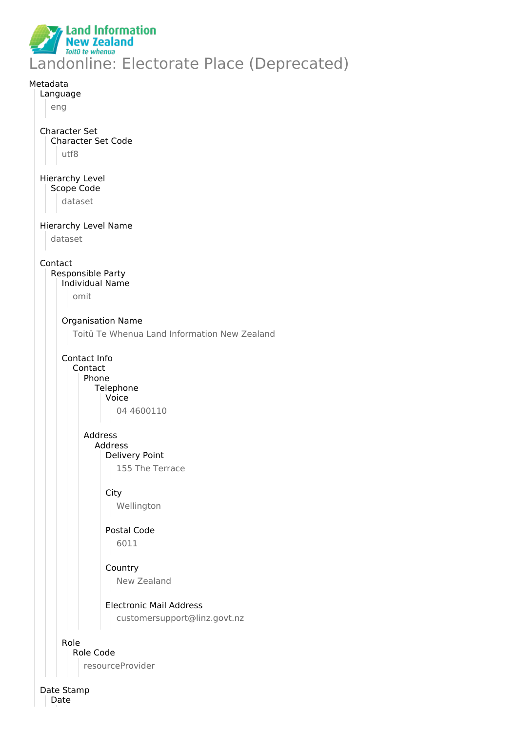Land Information New Zealand
Toitū te whenua

# Landonline: Electorate Place (Deprecated)

Metadata
- Language
  - eng
- Character Set
  - Character Set Code
    - utf8
- Hierarchy Level
  - Scope Code
    - dataset
- Hierarchy Level Name
  - dataset
- Contact
  - Responsible Party
    - Individual Name
      - omit
    - Organisation Name
      - Toitū Te Whenua Land Information New Zealand
    - Contact Info
      - Contact
        - Phone
          - Telephone
            - Voice
              - 04 4600110
        - Address
          - Address
            - Delivery Point
              - 155 The Terrace
            - City
              - Wellington
            - Postal Code
              - 6011
            - Country
              - New Zealand
            - Electronic Mail Address
              - customersupport@linz.govt.nz
    - Role
      - Role Code
        - resourceProvider
- Date Stamp
  - Date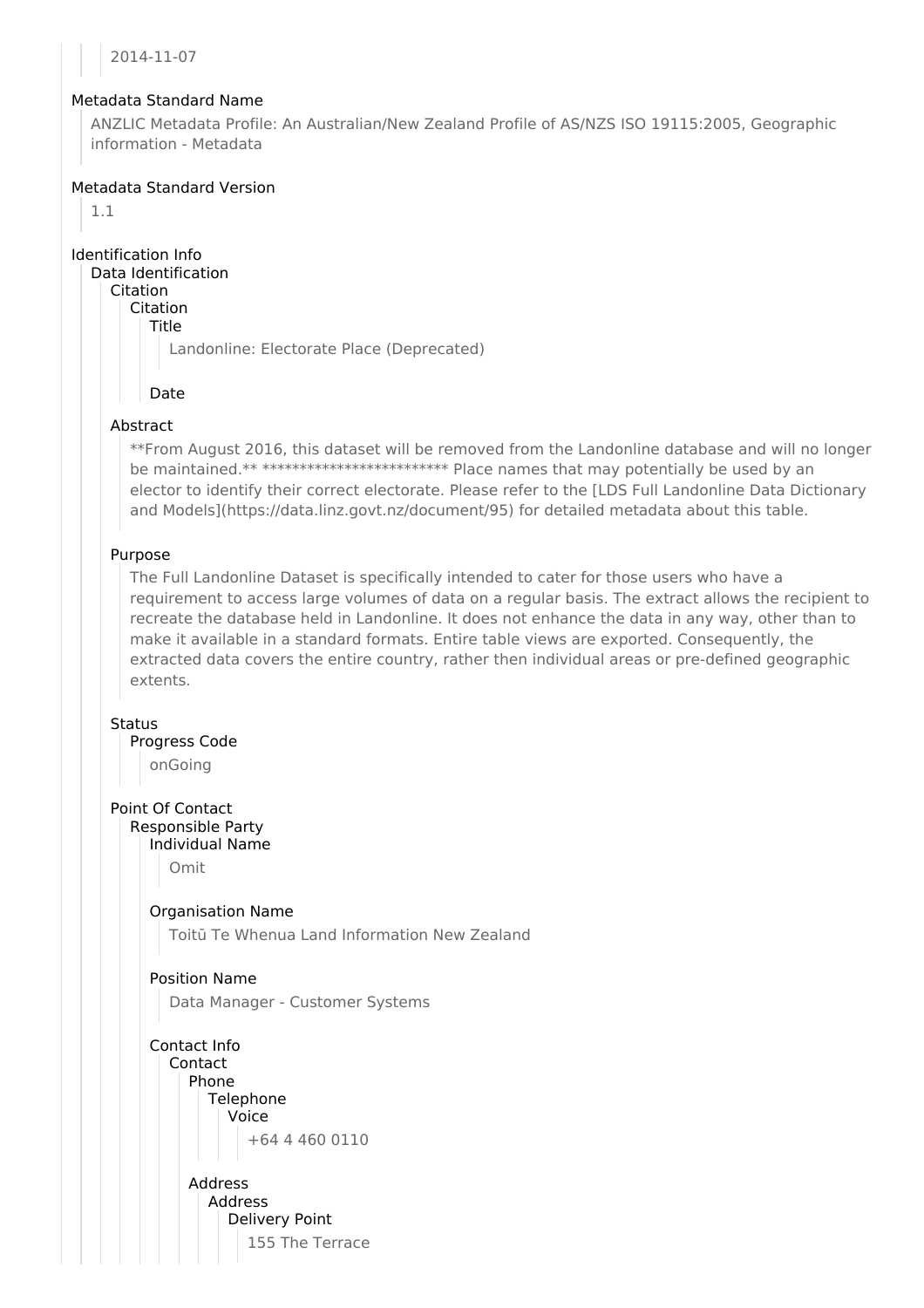2014-11-07

Metadata Standard Name

ANZLIC Metadata Profile: An Australian/New Zealand Profile of AS/NZS ISO 19115:2005, Geographic information - Metadata

Metadata Standard Version

1.1

Identification Info

Data Identification

Citation

Citation

Title

Landonline: Electorate Place (Deprecated)

Date

Abstract

**From August 2016, this dataset will be removed from the Landonline database and will no longer be maintained.** ************************* Place names that may potentially be used by an elector to identify their correct electorate. Please refer to the [LDS Full Landonline Data Dictionary and Models](https://data.linz.govt.nz/document/95) for detailed metadata about this table.

Purpose

The Full Landonline Dataset is specifically intended to cater for those users who have a requirement to access large volumes of data on a regular basis. The extract allows the recipient to recreate the database held in Landonline. It does not enhance the data in any way, other than to make it available in a standard formats. Entire table views are exported. Consequently, the extracted data covers the entire country, rather then individual areas or pre-defined geographic extents.

Status

Progress Code

onGoing

Point Of Contact

Responsible Party

Individual Name

Omit

Organisation Name

Toitū Te Whenua Land Information New Zealand

Position Name

Data Manager - Customer Systems

Contact Info

Contact

Phone

Telephone

Voice

+64 4 460 0110

Address

Address

Delivery Point

155 The Terrace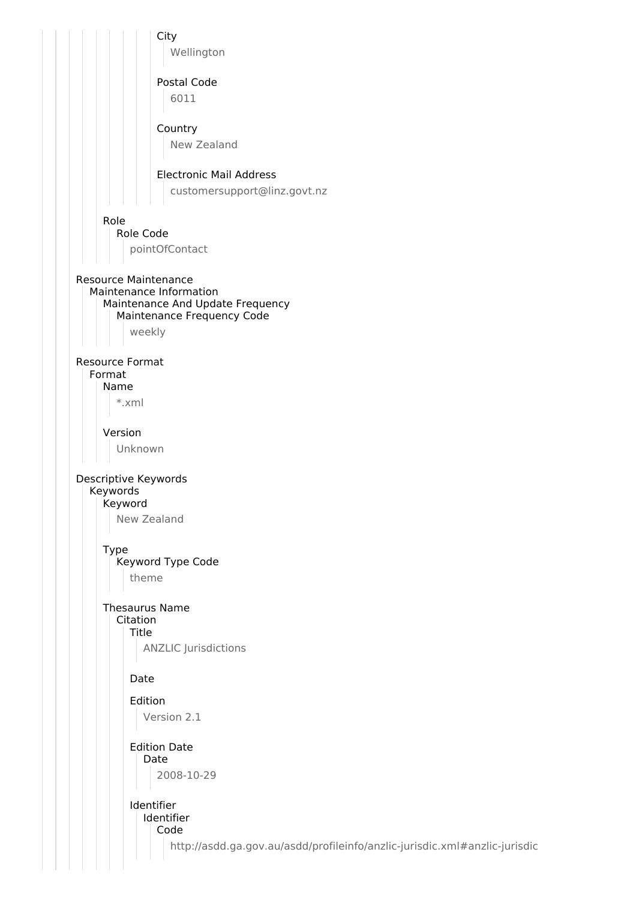City
Wellington

Postal Code
6011

Country
New Zealand

Electronic Mail Address
customersupport@linz.govt.nz

Role
Role Code
pointOfContact

Resource Maintenance
Maintenance Information
Maintenance And Update Frequency
Maintenance Frequency Code
weekly

Resource Format
Format
Name
*.xml

Version
Unknown

Descriptive Keywords
Keywords
Keyword
New Zealand

Type
Keyword Type Code
theme

Thesaurus Name
Citation
Title
ANZLIC Jurisdictions

Date

Edition
Version 2.1

Edition Date
Date
2008-10-29

Identifier
Identifier
Code
http://asdd.ga.gov.au/asdd/profileinfo/anzlic-jurisdic.xml#anzlic-jurisdic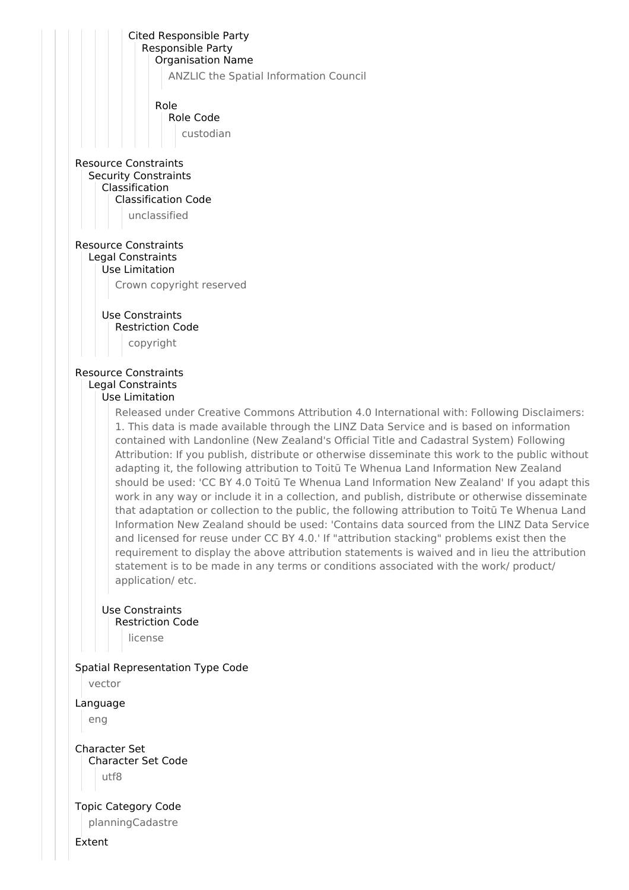Cited Responsible Party
- Responsible Party
  - Organisation Name
    - ANZLIC the Spatial Information Council
  - Role
    - Role Code
      - custodian

Resource Constraints
- Security Constraints
  - Classification
    - Classification Code
      - unclassified

Resource Constraints
- Legal Constraints
  - Use Limitation
    - Crown copyright reserved
  - Use Constraints
    - Restriction Code
      - copyright

Resource Constraints
- Legal Constraints
  - Use Limitation
    - Released under Creative Commons Attribution 4.0 International with: Following Disclaimers: 1. This data is made available through the LINZ Data Service and is based on information contained with Landonline (New Zealand's Official Title and Cadastral System) Following Attribution: If you publish, distribute or otherwise disseminate this work to the public without adapting it, the following attribution to Toitū Te Whenua Land Information New Zealand should be used: 'CC BY 4.0 Toitū Te Whenua Land Information New Zealand' If you adapt this work in any way or include it in a collection, and publish, distribute or otherwise disseminate that adaptation or collection to the public, the following attribution to Toitū Te Whenua Land Information New Zealand should be used: 'Contains data sourced from the LINZ Data Service and licensed for reuse under CC BY 4.0.' If "attribution stacking" problems exist then the requirement to display the above attribution statements is waived and in lieu the attribution statement is to be made in any terms or conditions associated with the work/ product/ application/ etc.
  - Use Constraints
    - Restriction Code
      - license

Spatial Representation Type Code
- vector

Language
- eng

Character Set
- Character Set Code
  - utf8

Topic Category Code
- planningCadastre

Extent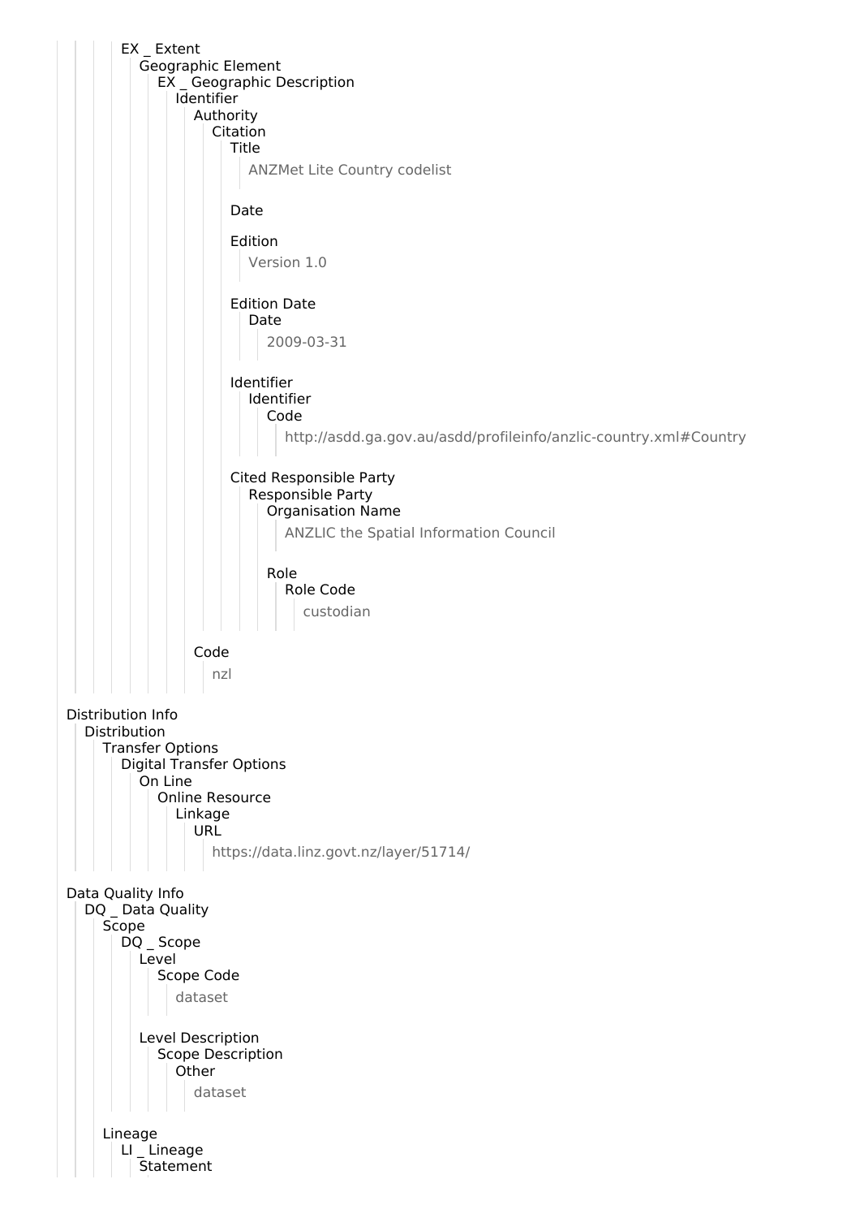EX _ Extent
- Geographic Element
  - EX _ Geographic Description
    - Identifier
      - Authority
        - Citation
          - Title
            - ANZMet Lite Country codelist
          - Date
          - Edition
            - Version 1.0
          - Edition Date
            - Date
              - 2009-03-31
          - Identifier
            - Identifier
              - Code
                - http://asdd.ga.gov.au/asdd/profileinfo/anzlic-country.xml#Country
          - Cited Responsible Party
            - Responsible Party
              - Organisation Name
                - ANZLIC the Spatial Information Council
              - Role
                - Role Code
                  - custodian
      - Code
        - nzl

Distribution Info
- Distribution
  - Transfer Options
    - Digital Transfer Options
      - On Line
        - Online Resource
          - Linkage
            - URL
              - https://data.linz.govt.nz/layer/51714/

Data Quality Info
- DQ _ Data Quality
  - Scope
    - DQ _ Scope
      - Level
        - Scope Code
          - dataset
      - Level Description
        - Scope Description
          - Other
            - dataset
  - Lineage
    - LI _ Lineage
      - Statement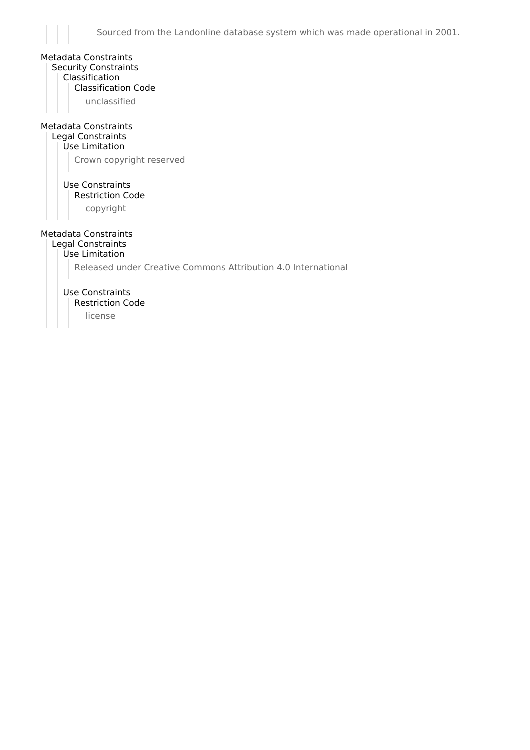Sourced from the Landonline database system which was made operational in 2001.

Metadata Constraints
- Security Constraints
  - Classification
    - Classification Code
      - unclassified

Metadata Constraints
- Legal Constraints
  - Use Limitation
    - Crown copyright reserved
  - Use Constraints
    - Restriction Code
      - copyright

Metadata Constraints
- Legal Constraints
  - Use Limitation
    - Released under Creative Commons Attribution 4.0 International
  - Use Constraints
    - Restriction Code
      - license